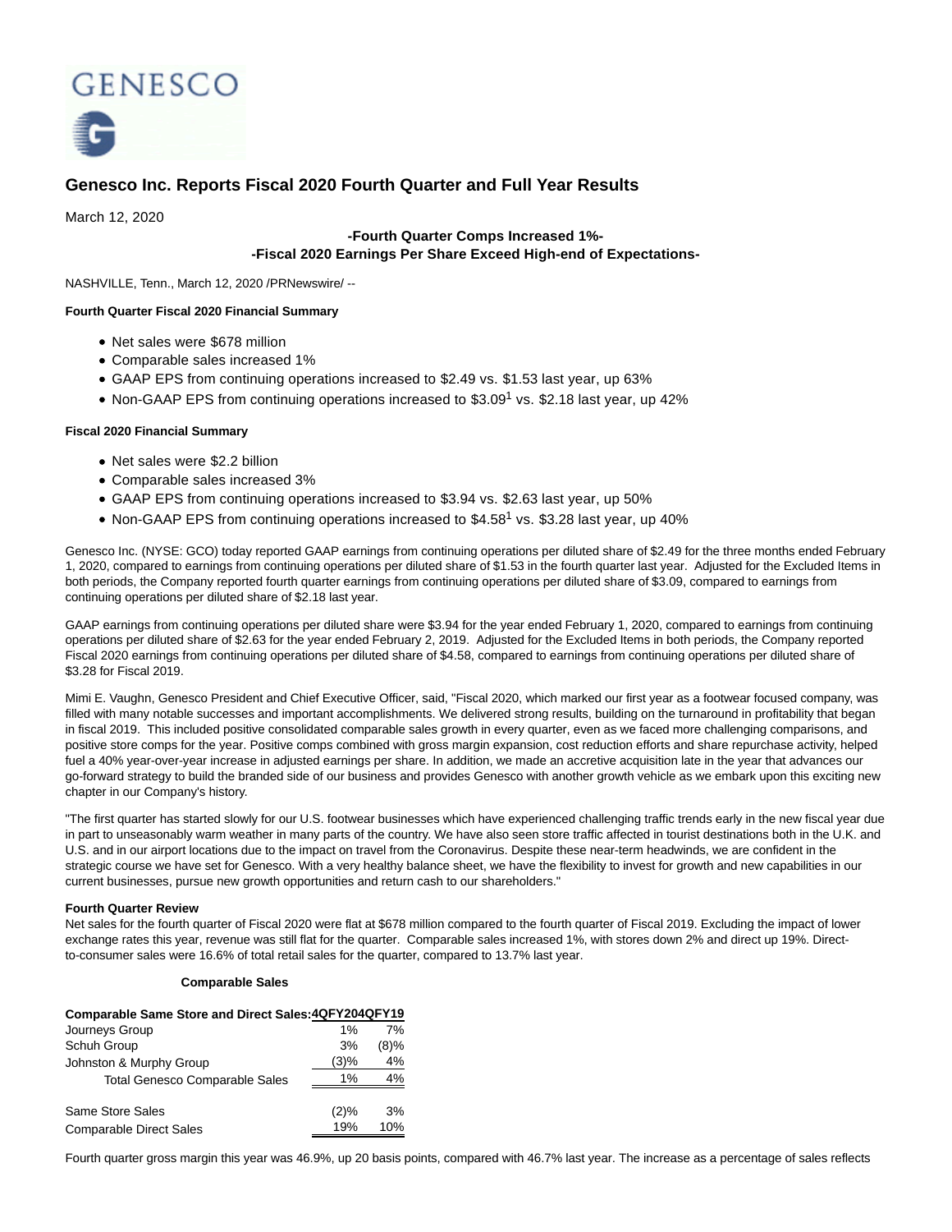# Genesco Inc. Reports Fiscal 2020 Fourth Quarter and Full Year Results

March 12, 2020

**-Fourth Quarter Comps Increased 1%-**
**-Fiscal 2020 Earnings Per Share Exceed High-end of Expectations-**

NASHVILLE, Tenn., March 12, 2020 /PRNewswire/ --

**Fourth Quarter Fiscal 2020 Financial Summary**

- Net sales were $678 million
- Comparable sales increased 1%
- GAAP EPS from continuing operations increased to $2.49 vs. $1.53 last year, up 63%
- Non-GAAP EPS from continuing operations increased to $3.09[1] vs. $2.18 last year, up 42%

**Fiscal 2020 Financial Summary**

- Net sales were $2.2 billion
- Comparable sales increased 3%
- GAAP EPS from continuing operations increased to $3.94 vs. $2.63 last year, up 50%
- Non-GAAP EPS from continuing operations increased to $4.58[1] vs. $3.28 last year, up 40%

Genesco Inc. (NYSE: GCO) today reported GAAP earnings from continuing operations per diluted share of $2.49 for the three months ended February 1, 2020, compared to earnings from continuing operations per diluted share of $1.53 in the fourth quarter last year. Adjusted for the Excluded Items in both periods, the Company reported fourth quarter earnings from continuing operations per diluted share of $3.09, compared to earnings from continuing operations per diluted share of $2.18 last year.

GAAP earnings from continuing operations per diluted share were $3.94 for the year ended February 1, 2020, compared to earnings from continuing operations per diluted share of $2.63 for the year ended February 2, 2019. Adjusted for the Excluded Items in both periods, the Company reported Fiscal 2020 earnings from continuing operations per diluted share of $4.58, compared to earnings from continuing operations per diluted share of $3.28 for Fiscal 2019.

Mimi E. Vaughn, Genesco President and Chief Executive Officer, said, "Fiscal 2020, which marked our first year as a footwear focused company, was filled with many notable successes and important accomplishments. We delivered strong results, building on the turnaround in profitability that began in fiscal 2019. This included positive consolidated comparable sales growth in every quarter, even as we faced more challenging comparisons, and positive store comps for the year. Positive comps combined with gross margin expansion, cost reduction efforts and share repurchase activity, helped fuel a 40% year-over-year increase in adjusted earnings per share. In addition, we made an accretive acquisition late in the year that advances our go-forward strategy to build the branded side of our business and provides Genesco with another growth vehicle as we embark upon this exciting new chapter in our Company's history.

"The first quarter has started slowly for our U.S. footwear businesses which have experienced challenging traffic trends early in the new fiscal year due in part to unseasonably warm weather in many parts of the country. We have also seen store traffic affected in tourist destinations both in the U.K. and U.S. and in our airport locations due to the impact on travel from the Coronavirus. Despite these near-term headwinds, we are confident in the strategic course we have set for Genesco. With a very healthy balance sheet, we have the flexibility to invest for growth and new capabilities in our current businesses, pursue new growth opportunities and return cash to our shareholders."

**Fourth Quarter Review**

Net sales for the fourth quarter of Fiscal 2020 were flat at $678 million compared to the fourth quarter of Fiscal 2019. Excluding the impact of lower exchange rates this year, revenue was still flat for the quarter. Comparable sales increased 1%, with stores down 2% and direct up 19%. Direct-to-consumer sales were 16.6% of total retail sales for the quarter, compared to 13.7% last year.

**Comparable Sales**

| Comparable Same Store and Direct Sales: | 4QFY20 | 4QFY19 |
|---|---|---|
| Journeys Group | 1% | 7% |
| Schuh Group | 3% | (8)% |
| Johnston & Murphy Group | (3)% | 4% |
| Total Genesco Comparable Sales | 1% | 4% |
| | | |
| Same Store Sales | (2)% | 3% |
| Comparable Direct Sales | 19% | 10% |

Fourth quarter gross margin this year was 46.9%, up 20 basis points, compared with 46.7% last year. The increase as a percentage of sales reflects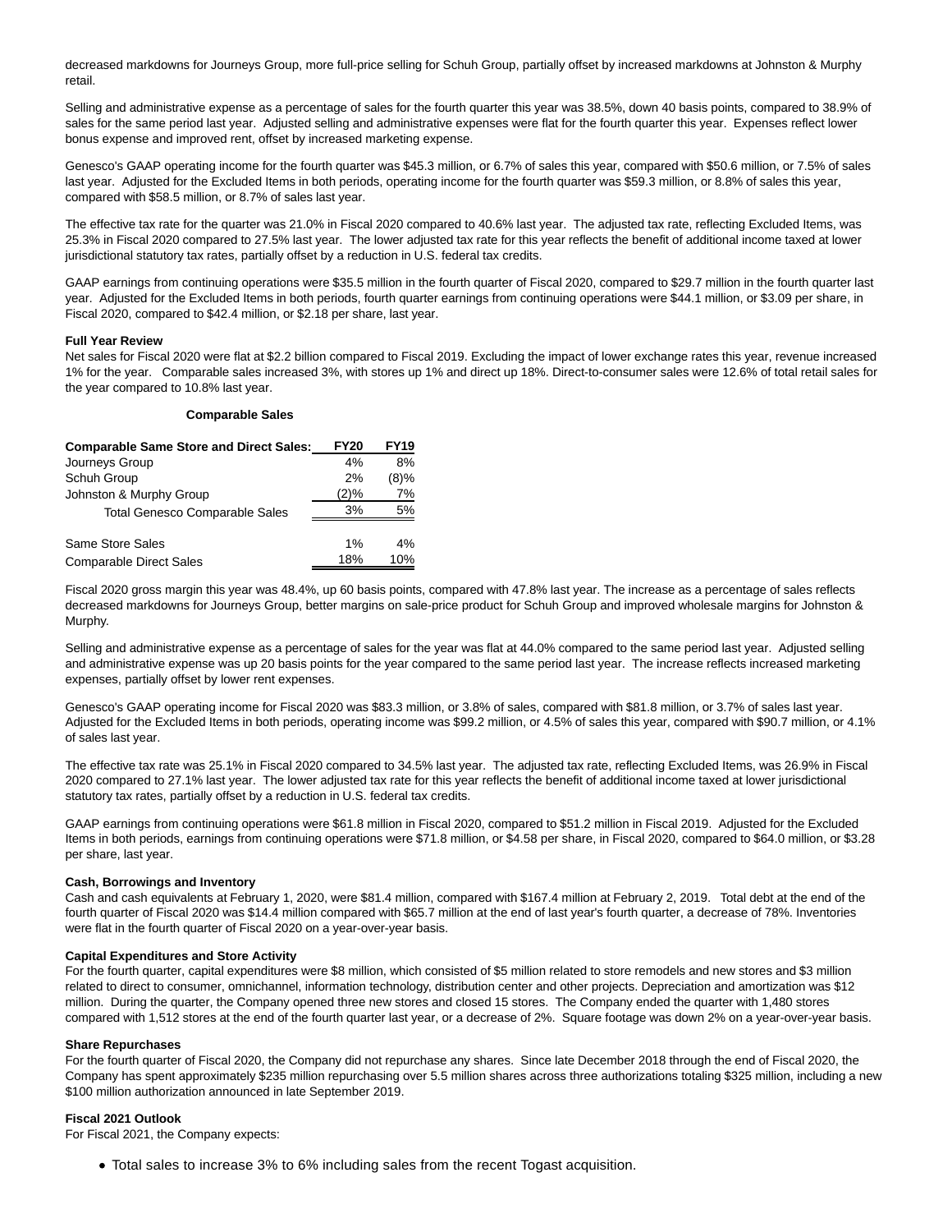decreased markdowns for Journeys Group, more full-price selling for Schuh Group, partially offset by increased markdowns at Johnston & Murphy retail.

Selling and administrative expense as a percentage of sales for the fourth quarter this year was 38.5%, down 40 basis points, compared to 38.9% of sales for the same period last year. Adjusted selling and administrative expenses were flat for the fourth quarter this year. Expenses reflect lower bonus expense and improved rent, offset by increased marketing expense.

Genesco's GAAP operating income for the fourth quarter was $45.3 million, or 6.7% of sales this year, compared with $50.6 million, or 7.5% of sales last year. Adjusted for the Excluded Items in both periods, operating income for the fourth quarter was $59.3 million, or 8.8% of sales this year, compared with $58.5 million, or 8.7% of sales last year.

The effective tax rate for the quarter was 21.0% in Fiscal 2020 compared to 40.6% last year. The adjusted tax rate, reflecting Excluded Items, was 25.3% in Fiscal 2020 compared to 27.5% last year. The lower adjusted tax rate for this year reflects the benefit of additional income taxed at lower jurisdictional statutory tax rates, partially offset by a reduction in U.S. federal tax credits.

GAAP earnings from continuing operations were $35.5 million in the fourth quarter of Fiscal 2020, compared to $29.7 million in the fourth quarter last year. Adjusted for the Excluded Items in both periods, fourth quarter earnings from continuing operations were $44.1 million, or $3.09 per share, in Fiscal 2020, compared to $42.4 million, or $2.18 per share, last year.

**Full Year Review**

Net sales for Fiscal 2020 were flat at $2.2 billion compared to Fiscal 2019. Excluding the impact of lower exchange rates this year, revenue increased 1% for the year. Comparable sales increased 3%, with stores up 1% and direct up 18%. Direct-to-consumer sales were 12.6% of total retail sales for the year compared to 10.8% last year.

**Comparable Sales**

| Comparable Same Store and Direct Sales: | FY20 | FY19 |
|---|---|---|
| Journeys Group | 4% | 8% |
| Schuh Group | 2% | (8)% |
| Johnston & Murphy Group | (2)% | 7% |
| Total Genesco Comparable Sales | 3% | 5% |
| | | |
| Same Store Sales | 1% | 4% |
| Comparable Direct Sales | 18% | 10% |

Fiscal 2020 gross margin this year was 48.4%, up 60 basis points, compared with 47.8% last year. The increase as a percentage of sales reflects decreased markdowns for Journeys Group, better margins on sale-price product for Schuh Group and improved wholesale margins for Johnston & Murphy.

Selling and administrative expense as a percentage of sales for the year was flat at 44.0% compared to the same period last year. Adjusted selling and administrative expense was up 20 basis points for the year compared to the same period last year. The increase reflects increased marketing expenses, partially offset by lower rent expenses.

Genesco's GAAP operating income for Fiscal 2020 was $83.3 million, or 3.8% of sales, compared with $81.8 million, or 3.7% of sales last year. Adjusted for the Excluded Items in both periods, operating income was $99.2 million, or 4.5% of sales this year, compared with $90.7 million, or 4.1% of sales last year.

The effective tax rate was 25.1% in Fiscal 2020 compared to 34.5% last year. The adjusted tax rate, reflecting Excluded Items, was 26.9% in Fiscal 2020 compared to 27.1% last year. The lower adjusted tax rate for this year reflects the benefit of additional income taxed at lower jurisdictional statutory tax rates, partially offset by a reduction in U.S. federal tax credits.

GAAP earnings from continuing operations were $61.8 million in Fiscal 2020, compared to $51.2 million in Fiscal 2019. Adjusted for the Excluded Items in both periods, earnings from continuing operations were $71.8 million, or $4.58 per share, in Fiscal 2020, compared to $64.0 million, or $3.28 per share, last year.

**Cash, Borrowings and Inventory**

Cash and cash equivalents at February 1, 2020, were $81.4 million, compared with $167.4 million at February 2, 2019. Total debt at the end of the fourth quarter of Fiscal 2020 was $14.4 million compared with $65.7 million at the end of last year's fourth quarter, a decrease of 78%. Inventories were flat in the fourth quarter of Fiscal 2020 on a year-over-year basis.

**Capital Expenditures and Store Activity**

For the fourth quarter, capital expenditures were $8 million, which consisted of $5 million related to store remodels and new stores and $3 million related to direct to consumer, omnichannel, information technology, distribution center and other projects. Depreciation and amortization was $12 million. During the quarter, the Company opened three new stores and closed 15 stores. The Company ended the quarter with 1,480 stores compared with 1,512 stores at the end of the fourth quarter last year, or a decrease of 2%. Square footage was down 2% on a year-over-year basis.

**Share Repurchases**

For the fourth quarter of Fiscal 2020, the Company did not repurchase any shares. Since late December 2018 through the end of Fiscal 2020, the Company has spent approximately $235 million repurchasing over 5.5 million shares across three authorizations totaling $325 million, including a new $100 million authorization announced in late September 2019.

**Fiscal 2021 Outlook**

For Fiscal 2021, the Company expects:

- Total sales to increase 3% to 6% including sales from the recent Togast acquisition.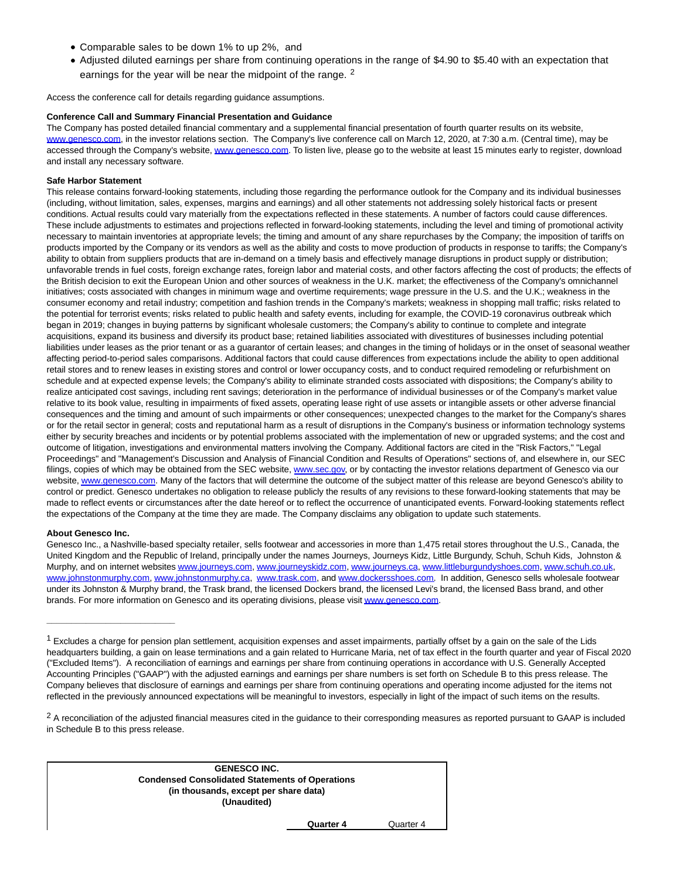- Comparable sales to be down 1% to up 2%,  and
- Adjusted diluted earnings per share from continuing operations in the range of $4.90 to $5.40 with an expectation that earnings for the year will be near the midpoint of the range. [2]

Access the conference call for details regarding guidance assumptions.

**Conference Call and Summary Financial Presentation and Guidance**

The Company has posted detailed financial commentary and a supplemental financial presentation of fourth quarter results on its website, www.genesco.com, in the investor relations section.  The Company's live conference call on March 12, 2020, at 7:30 a.m. (Central time), may be accessed through the Company's website, www.genesco.com. To listen live, please go to the website at least 15 minutes early to register, download and install any necessary software.

**Safe Harbor Statement**

This release contains forward-looking statements, including those regarding the performance outlook for the Company and its individual businesses (including, without limitation, sales, expenses, margins and earnings) and all other statements not addressing solely historical facts or present conditions. Actual results could vary materially from the expectations reflected in these statements. A number of factors could cause differences. These include adjustments to estimates and projections reflected in forward-looking statements, including the level and timing of promotional activity necessary to maintain inventories at appropriate levels; the timing and amount of any share repurchases by the Company; the imposition of tariffs on products imported by the Company or its vendors as well as the ability and costs to move production of products in response to tariffs; the Company's ability to obtain from suppliers products that are in-demand on a timely basis and effectively manage disruptions in product supply or distribution; unfavorable trends in fuel costs, foreign exchange rates, foreign labor and material costs, and other factors affecting the cost of products; the effects of the British decision to exit the European Union and other sources of weakness in the U.K. market; the effectiveness of the Company's omnichannel initiatives; costs associated with changes in minimum wage and overtime requirements; wage pressure in the U.S. and the U.K.; weakness in the consumer economy and retail industry; competition and fashion trends in the Company's markets; weakness in shopping mall traffic; risks related to the potential for terrorist events; risks related to public health and safety events, including for example, the COVID-19 coronavirus outbreak which began in 2019; changes in buying patterns by significant wholesale customers; the Company's ability to continue to complete and integrate acquisitions, expand its business and diversify its product base; retained liabilities associated with divestitures of businesses including potential liabilities under leases as the prior tenant or as a guarantor of certain leases; and changes in the timing of holidays or in the onset of seasonal weather affecting period-to-period sales comparisons. Additional factors that could cause differences from expectations include the ability to open additional retail stores and to renew leases in existing stores and control or lower occupancy costs, and to conduct required remodeling or refurbishment on schedule and at expected expense levels; the Company's ability to eliminate stranded costs associated with dispositions; the Company's ability to realize anticipated cost savings, including rent savings; deterioration in the performance of individual businesses or of the Company's market value relative to its book value, resulting in impairments of fixed assets, operating lease right of use assets or intangible assets or other adverse financial consequences and the timing and amount of such impairments or other consequences; unexpected changes to the market for the Company's shares or for the retail sector in general; costs and reputational harm as a result of disruptions in the Company's business or information technology systems either by security breaches and incidents or by potential problems associated with the implementation of new or upgraded systems; and the cost and outcome of litigation, investigations and environmental matters involving the Company. Additional factors are cited in the "Risk Factors," "Legal Proceedings" and "Management's Discussion and Analysis of Financial Condition and Results of Operations" sections of, and elsewhere in, our SEC filings, copies of which may be obtained from the SEC website, www.sec.gov, or by contacting the investor relations department of Genesco via our website, www.genesco.com. Many of the factors that will determine the outcome of the subject matter of this release are beyond Genesco's ability to control or predict. Genesco undertakes no obligation to release publicly the results of any revisions to these forward-looking statements that may be made to reflect events or circumstances after the date hereof or to reflect the occurrence of unanticipated events. Forward-looking statements reflect the expectations of the Company at the time they are made. The Company disclaims any obligation to update such statements.

**About Genesco Inc.**

Genesco Inc., a Nashville-based specialty retailer, sells footwear and accessories in more than 1,475 retail stores throughout the U.S., Canada, the United Kingdom and the Republic of Ireland, principally under the names Journeys, Journeys Kidz, Little Burgundy, Schuh, Schuh Kids,  Johnston & Murphy, and on internet websites www.journeys.com, www.journeyskidz.com, www.journeys.ca, www.littleburgundyshoes.com, www.schuh.co.uk, www.johnstonmurphy.com, www.johnstonmurphy.ca,  www.trask.com, and www.dockersshoes.com.  In addition, Genesco sells wholesale footwear under its Johnston & Murphy brand, the Trask brand, the licensed Dockers brand, the licensed Levi's brand, the licensed Bass brand, and other brands. For more information on Genesco and its operating divisions, please visit www.genesco.com.

---

[1] Excludes a charge for pension plan settlement, acquisition expenses and asset impairments, partially offset by a gain on the sale of the Lids headquarters building, a gain on lease terminations and a gain related to Hurricane Maria, net of tax effect in the fourth quarter and year of Fiscal 2020 ("Excluded Items").  A reconciliation of earnings and earnings per share from continuing operations in accordance with U.S. Generally Accepted Accounting Principles ("GAAP") with the adjusted earnings and earnings per share numbers is set forth on Schedule B to this press release. The Company believes that disclosure of earnings and earnings per share from continuing operations and operating income adjusted for the items not reflected in the previously announced expectations will be meaningful to investors, especially in light of the impact of such items on the results.

[2] A reconciliation of the adjusted financial measures cited in the guidance to their corresponding measures as reported pursuant to GAAP is included in Schedule B to this press release.

**GENESCO INC.**
**Condensed Consolidated Statements of Operations**
**(in thousands, except per share data)**
**(Unaudited)**

| | **Quarter 4** | Quarter 4 |
|---|---|---|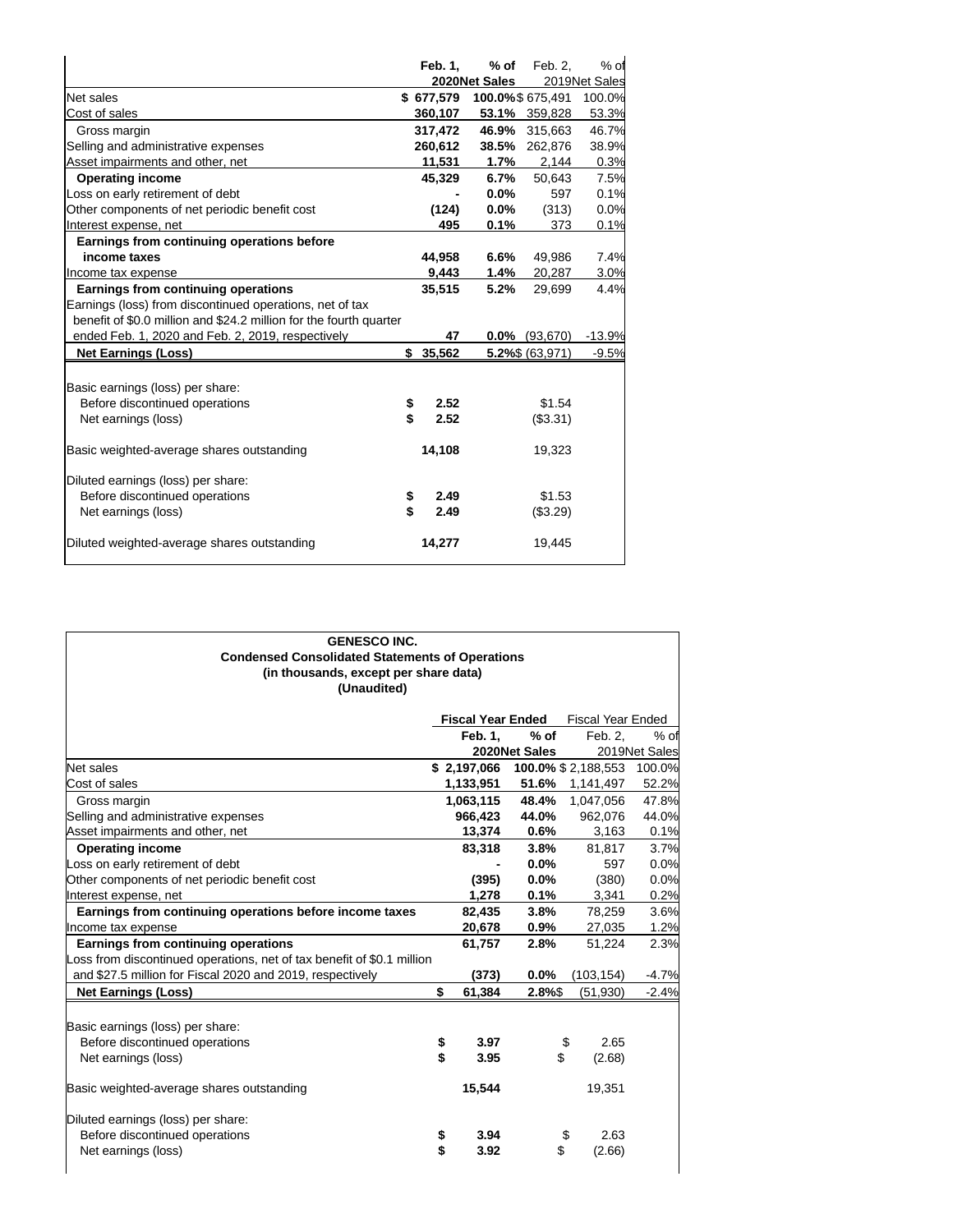| | Feb. 1, 2020 | % of Net Sales | Feb. 2, 2019 | % of Net Sales |
|---|---|---|---|---|
| Net sales | $ 677,579 | 100.0% | $ 675,491 | 100.0% |
| Cost of sales | 360,107 | 53.1% | 359,828 | 53.3% |
| Gross margin | 317,472 | 46.9% | 315,663 | 46.7% |
| Selling and administrative expenses | 260,612 | 38.5% | 262,876 | 38.9% |
| Asset impairments and other, net | 11,531 | 1.7% | 2,144 | 0.3% |
| **Operating income** | 45,329 | 6.7% | 50,643 | 7.5% |
| Loss on early retirement of debt | - | 0.0% | 597 | 0.1% |
| Other components of net periodic benefit cost | (124) | 0.0% | (313) | 0.0% |
| Interest expense, net | 495 | 0.1% | 373 | 0.1% |
| **Earnings from continuing operations before income taxes** | 44,958 | 6.6% | 49,986 | 7.4% |
| Income tax expense | 9,443 | 1.4% | 20,287 | 3.0% |
| **Earnings from continuing operations** | 35,515 | 5.2% | 29,699 | 4.4% |
| Earnings (loss) from discontinued operations, net of tax benefit of $0.0 million and $24.2 million for the fourth quarter ended Feb. 1, 2020 and Feb. 2, 2019, respectively | 47 | 0.0% | (93,670) | -13.9% |
| **Net Earnings (Loss)** | $ 35,562 | 5.2% | $ (63,971) | -9.5% |
| | | | | |
| Basic earnings (loss) per share: | | | | |
| Before discontinued operations | $ 2.52 | | $1.54 | |
| Net earnings (loss) | $ 2.52 | | ($3.31) | |
| | | | | |
| Basic weighted-average shares outstanding | 14,108 | | 19,323 | |
| | | | | |
| Diluted earnings (loss) per share: | | | | |
| Before discontinued operations | $ 2.49 | | $1.53 | |
| Net earnings (loss) | $ 2.49 | | ($3.29) | |
| | | | | |
| Diluted weighted-average shares outstanding | 14,277 | | 19,445 | |

**GENESCO INC.**
**Condensed Consolidated Statements of Operations**
**(in thousands, except per share data)**
**(Unaudited)**

| | Fiscal Year Ended | | Fiscal Year Ended | |
|---|---|---|---|---|
| | Feb. 1, 2020 | % of Net Sales | Feb. 2, 2019 | % of Net Sales |
| Net sales | $ 2,197,066 | 100.0% | $ 2,188,553 | 100.0% |
| Cost of sales | 1,133,951 | 51.6% | 1,141,497 | 52.2% |
| Gross margin | 1,063,115 | 48.4% | 1,047,056 | 47.8% |
| Selling and administrative expenses | 966,423 | 44.0% | 962,076 | 44.0% |
| Asset impairments and other, net | 13,374 | 0.6% | 3,163 | 0.1% |
| **Operating income** | 83,318 | 3.8% | 81,817 | 3.7% |
| Loss on early retirement of debt | - | 0.0% | 597 | 0.0% |
| Other components of net periodic benefit cost | (395) | 0.0% | (380) | 0.0% |
| Interest expense, net | 1,278 | 0.1% | 3,341 | 0.2% |
| **Earnings from continuing operations before income taxes** | 82,435 | 3.8% | 78,259 | 3.6% |
| Income tax expense | 20,678 | 0.9% | 27,035 | 1.2% |
| **Earnings from continuing operations** | 61,757 | 2.8% | 51,224 | 2.3% |
| Loss from discontinued operations, net of tax benefit of $0.1 million and $27.5 million for Fiscal 2020 and 2019, respectively | (373) | 0.0% | (103,154) | -4.7% |
| **Net Earnings (Loss)** | $ 61,384 | 2.8% | $ (51,930) | -2.4% |
| | | | | |
| Basic earnings (loss) per share: | | | | |
| Before discontinued operations | $ 3.97 | | $ 2.65 | |
| Net earnings (loss) | $ 3.95 | | $ (2.68) | |
| | | | | |
| Basic weighted-average shares outstanding | 15,544 | | 19,351 | |
| | | | | |
| Diluted earnings (loss) per share: | | | | |
| Before discontinued operations | $ 3.94 | | $ 2.63 | |
| Net earnings (loss) | $ 3.92 | | $ (2.66) | |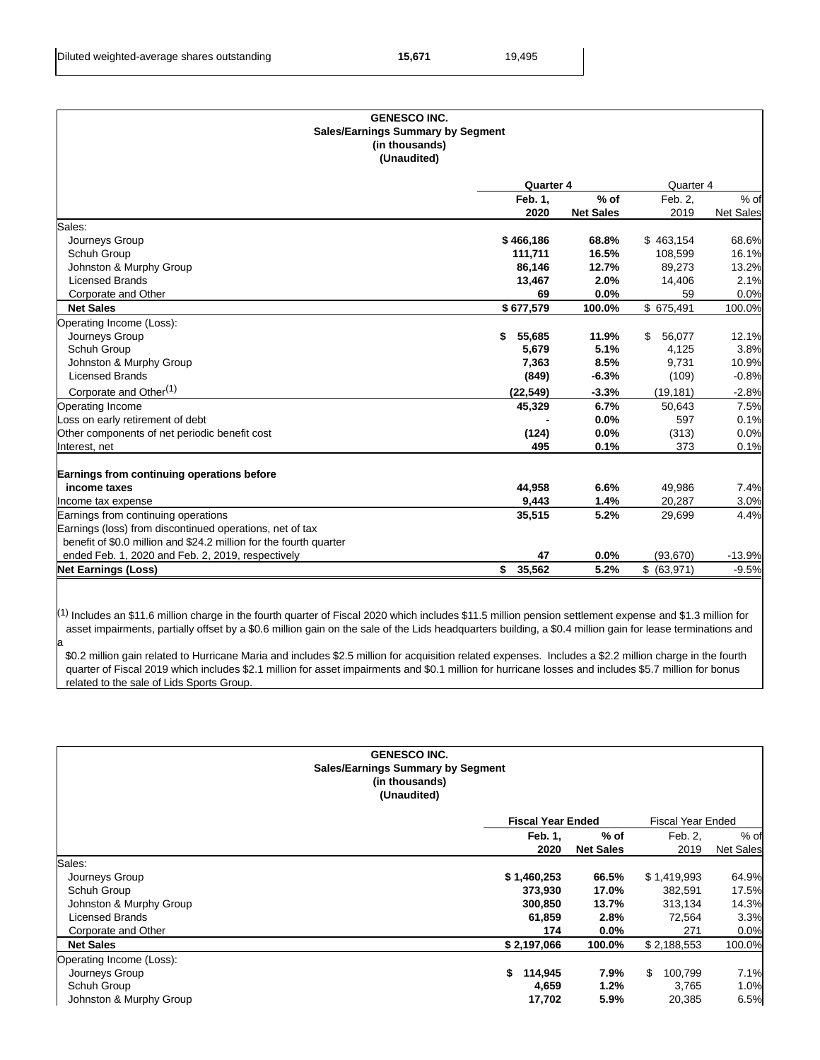| Diluted weighted-average shares outstanding | 15,671 | 19,495 |
|---|---|---|

**GENESCO INC.**
**Sales/Earnings Summary by Segment**
**(in thousands)**
**(Unaudited)**

| | Quarter 4 | | Quarter 4 | |
|---|---|---|---|---|
| | Feb. 1, 2020 | % of Net Sales | Feb. 2, 2019 | % of Net Sales |
| Sales: | | | | |
| Journeys Group | $ 466,186 | 68.8% | $ 463,154 | 68.6% |
| Schuh Group | 111,711 | 16.5% | 108,599 | 16.1% |
| Johnston & Murphy Group | 86,146 | 12.7% | 89,273 | 13.2% |
| Licensed Brands | 13,467 | 2.0% | 14,406 | 2.1% |
| Corporate and Other | 69 | 0.0% | 59 | 0.0% |
| **Net Sales** | $ 677,579 | 100.0% | $ 675,491 | 100.0% |
| Operating Income (Loss): | | | | |
| Journeys Group | $ 55,685 | 11.9% | $ 56,077 | 12.1% |
| Schuh Group | 5,679 | 5.1% | 4,125 | 3.8% |
| Johnston & Murphy Group | 7,363 | 8.5% | 9,731 | 10.9% |
| Licensed Brands | (849) | -6.3% | (109) | -0.8% |
| Corporate and Other[1] | (22,549) | -3.3% | (19,181) | -2.8% |
| Operating Income | 45,329 | 6.7% | 50,643 | 7.5% |
| Loss on early retirement of debt | - | 0.0% | 597 | 0.1% |
| Other components of net periodic benefit cost | (124) | 0.0% | (313) | 0.0% |
| Interest, net | 495 | 0.1% | 373 | 0.1% |
| **Earnings from continuing operations before income taxes** | 44,958 | 6.6% | 49,986 | 7.4% |
| Income tax expense | 9,443 | 1.4% | 20,287 | 3.0% |
| Earnings from continuing operations | 35,515 | 5.2% | 29,699 | 4.4% |
| Earnings (loss) from discontinued operations, net of tax benefit of \$0.0 million and \$24.2 million for the fourth quarter ended Feb. 1, 2020 and Feb. 2, 2019, respectively | 47 | 0.0% | (93,670) | -13.9% |
| **Net Earnings (Loss)** | $ 35,562 | 5.2% | $ (63,971) | -9.5% |

[1] Includes an \$11.6 million charge in the fourth quarter of Fiscal 2020 which includes \$11.5 million pension settlement expense and \$1.3 million for asset impairments, partially offset by a \$0.6 million gain on the sale of the Lids headquarters building, a \$0.4 million gain for lease terminations and a \$0.2 million gain related to Hurricane Maria and includes \$2.5 million for acquisition related expenses. Includes a \$2.2 million charge in the fourth quarter of Fiscal 2019 which includes \$2.1 million for asset impairments and \$0.1 million for hurricane losses and includes \$5.7 million for bonus related to the sale of Lids Sports Group.

**GENESCO INC.**
**Sales/Earnings Summary by Segment**
**(in thousands)**
**(Unaudited)**

| | Fiscal Year Ended | | Fiscal Year Ended | |
|---|---|---|---|---|
| | Feb. 1, 2020 | % of Net Sales | Feb. 2, 2019 | % of Net Sales |
| Sales: | | | | |
| Journeys Group | $ 1,460,253 | 66.5% | $ 1,419,993 | 64.9% |
| Schuh Group | 373,930 | 17.0% | 382,591 | 17.5% |
| Johnston & Murphy Group | 300,850 | 13.7% | 313,134 | 14.3% |
| Licensed Brands | 61,859 | 2.8% | 72,564 | 3.3% |
| Corporate and Other | 174 | 0.0% | 271 | 0.0% |
| **Net Sales** | $ 2,197,066 | 100.0% | $ 2,188,553 | 100.0% |
| Operating Income (Loss): | | | | |
| Journeys Group | $ 114,945 | 7.9% | $ 100,799 | 7.1% |
| Schuh Group | 4,659 | 1.2% | 3,765 | 1.0% |
| Johnston & Murphy Group | 17,702 | 5.9% | 20,385 | 6.5% |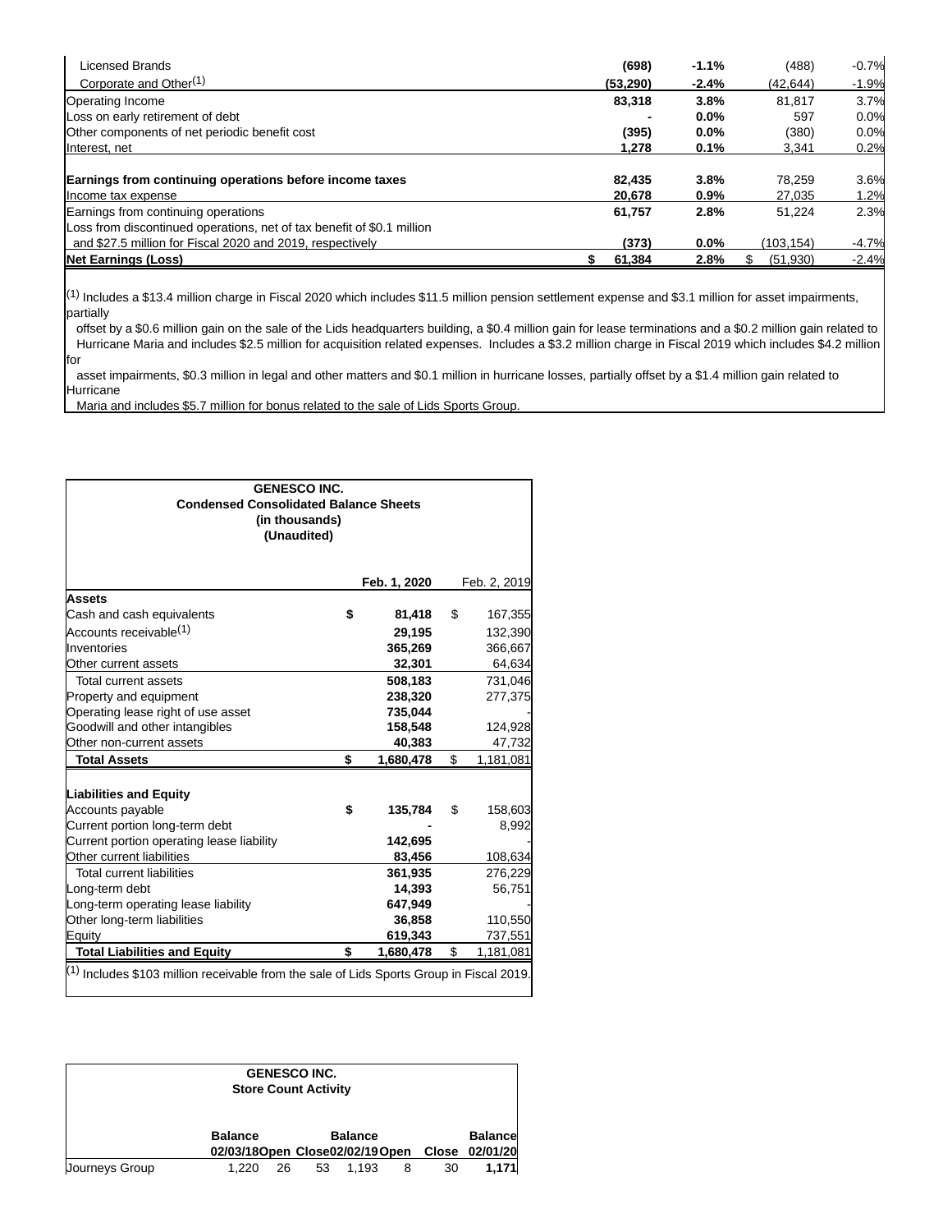| | | | | |
|---|---|---|---|---|
| Licensed Brands | (698) | -1.1% | (488) | -0.7% |
| Corporate and Other[1] | (53,290) | -2.4% | (42,644) | -1.9% |
| Operating Income | 83,318 | 3.8% | 81,817 | 3.7% |
| Loss on early retirement of debt | - | 0.0% | 597 | 0.0% |
| Other components of net periodic benefit cost | (395) | 0.0% | (380) | 0.0% |
| Interest, net | 1,278 | 0.1% | 3,341 | 0.2% |
| **Earnings from continuing operations before income taxes** | 82,435 | 3.8% | 78,259 | 3.6% |
| Income tax expense | 20,678 | 0.9% | 27,035 | 1.2% |
| Earnings from continuing operations | 61,757 | 2.8% | 51,224 | 2.3% |
| Loss from discontinued operations, net of tax benefit of $0.1 million and $27.5 million for Fiscal 2020 and 2019, respectively | (373) | 0.0% | (103,154) | -4.7% |
| **Net Earnings (Loss)** | $ 61,384 | 2.8% | $ (51,930) | -2.4% |

[1] Includes a $13.4 million charge in Fiscal 2020 which includes $11.5 million pension settlement expense and $3.1 million for asset impairments, partially offset by a $0.6 million gain on the sale of the Lids headquarters building, a $0.4 million gain for lease terminations and a $0.2 million gain related to Hurricane Maria and includes $2.5 million for acquisition related expenses. Includes a $3.2 million charge in Fiscal 2019 which includes $4.2 million for asset impairments, $0.3 million in legal and other matters and $0.1 million in hurricane losses, partially offset by a $1.4 million gain related to Hurricane Maria and includes $5.7 million for bonus related to the sale of Lids Sports Group.

**GENESCO INC.**
**Condensed Consolidated Balance Sheets**
**(in thousands)**
**(Unaudited)**

| | Feb. 1, 2020 | Feb. 2, 2019 |
|---|---|---|
| **Assets** | | |
| Cash and cash equivalents | $ 81,418 | $ 167,355 |
| Accounts receivable[1] | 29,195 | 132,390 |
| Inventories | 365,269 | 366,667 |
| Other current assets | 32,301 | 64,634 |
| Total current assets | 508,183 | 731,046 |
| Property and equipment | 238,320 | 277,375 |
| Operating lease right of use asset | 735,044 | - |
| Goodwill and other intangibles | 158,548 | 124,928 |
| Other non-current assets | 40,383 | 47,732 |
| **Total Assets** | $ 1,680,478 | $ 1,181,081 |
| **Liabilities and Equity** | | |
| Accounts payable | $ 135,784 | $ 158,603 |
| Current portion long-term debt | - | 8,992 |
| Current portion operating lease liability | 142,695 | - |
| Other current liabilities | 83,456 | 108,634 |
| Total current liabilities | 361,935 | 276,229 |
| Long-term debt | 14,393 | 56,751 |
| Long-term operating lease liability | 647,949 | - |
| Other long-term liabilities | 36,858 | 110,550 |
| Equity | 619,343 | 737,551 |
| **Total Liabilities and Equity** | $ 1,680,478 | $ 1,181,081 |

[1] Includes $103 million receivable from the sale of Lids Sports Group in Fiscal 2019.

**GENESCO INC.**
**Store Count Activity**

| | Balance 02/03/18 | Open | Close | Balance 02/02/19 | Open | Close | Balance 02/01/20 |
|---|---|---|---|---|---|---|---|
| Journeys Group | 1,220 | 26 | 53 | 1,193 | 8 | 30 | 1,171 |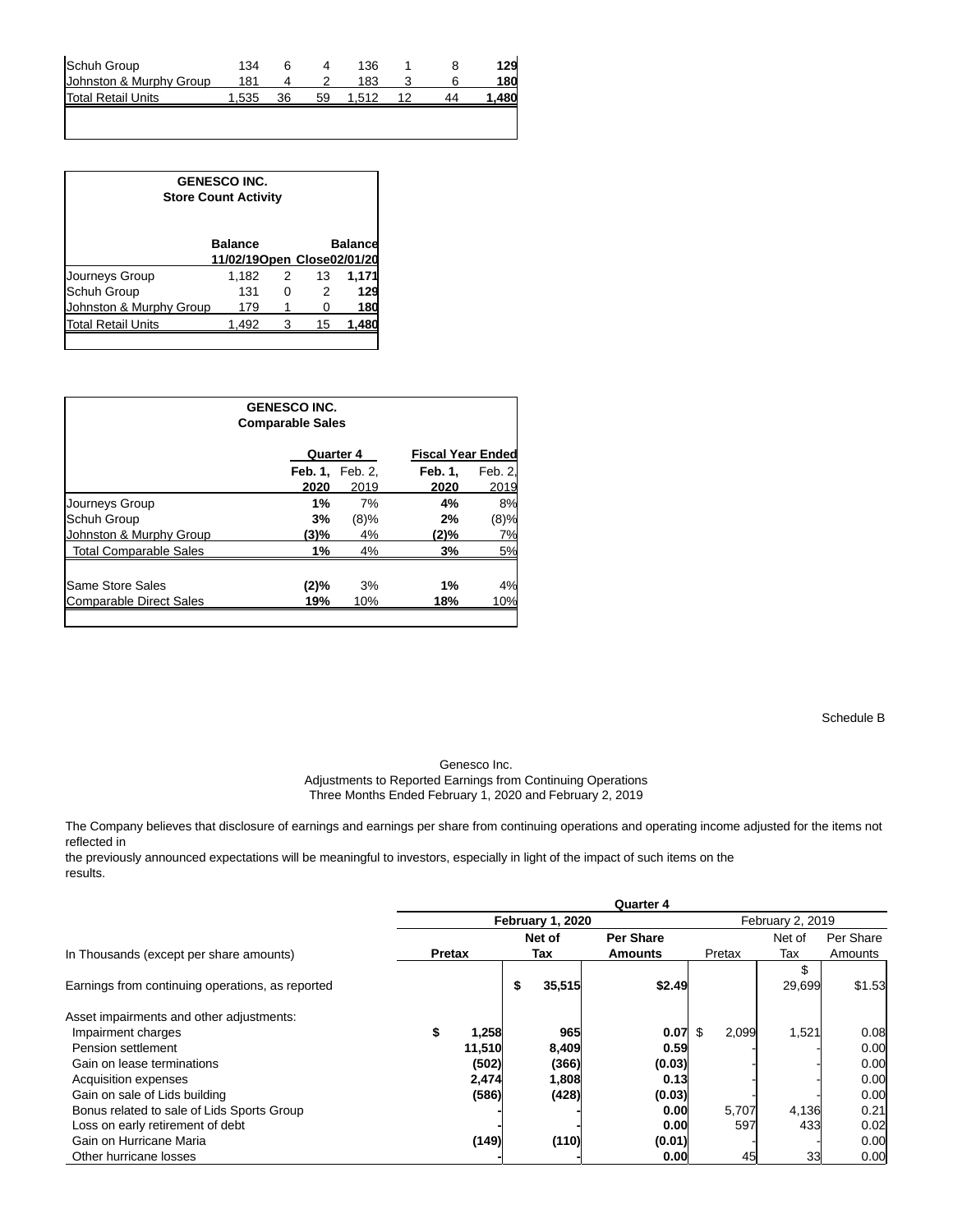| | | | | | | | |
|---|---|---|---|---|---|---|---|
| Schuh Group | 134 | 6 | 4 | 136 | 1 | 8 | **129** |
| Johnston & Murphy Group | 181 | 4 | 2 | 183 | 3 | 6 | **180** |
| Total Retail Units | 1,535 | 36 | 59 | 1,512 | 12 | 44 | **1,480** |

**GENESCO INC.**
**Store Count Activity**

| | Balance 11/02/19 | Open | Close | Balance 02/01/20 |
|---|---|---|---|---|
| Journeys Group | 1,182 | 2 | 13 | **1,171** |
| Schuh Group | 131 | 0 | 2 | **129** |
| Johnston & Murphy Group | 179 | 1 | 0 | **180** |
| Total Retail Units | 1,492 | 3 | 15 | **1,480** |

**GENESCO INC.**
**Comparable Sales**

| | Quarter 4 | | Fiscal Year Ended | |
|---|---|---|---|---|
| | **Feb. 1, 2020** | Feb. 2, 2019 | **Feb. 1, 2020** | Feb. 2, 2019 |
| Journeys Group | **1%** | 7% | **4%** | 8% |
| Schuh Group | **3%** | (8)% | **2%** | (8)% |
| Johnston & Murphy Group | **(3)%** | 4% | **(2)%** | 7% |
| Total Comparable Sales | **1%** | 4% | **3%** | 5% |
| | | | | |
| Same Store Sales | **(2)%** | 3% | **1%** | 4% |
| Comparable Direct Sales | **19%** | 10% | **18%** | 10% |

Schedule B

Genesco Inc.
Adjustments to Reported Earnings from Continuing Operations
Three Months Ended February 1, 2020 and February 2, 2019

The Company believes that disclosure of earnings and earnings per share from continuing operations and operating income adjusted for the items not reflected in
the previously announced expectations will be meaningful to investors, especially in light of the impact of such items on the
results.

| | **Quarter 4** | | | | | |
|---|---|---|---|---|---|---|
| | **February 1, 2020** | | | February 2, 2019 | | |
| In Thousands (except per share amounts) | **Pretax** | **Net of Tax** | **Per Share Amounts** | Pretax | Net of Tax | Per Share Amounts |
| Earnings from continuing operations, as reported | | **$ 35,515** | **$2.49** | | $ 29,699 | $1.53 |
| Asset impairments and other adjustments: | | | | | | |
| Impairment charges | **$ 1,258** | **965** | **0.07** | $ 2,099 | 1,521 | 0.08 |
| Pension settlement | **11,510** | **8,409** | **0.59** | - | - | 0.00 |
| Gain on lease terminations | **(502)** | **(366)** | **(0.03)** | - | - | 0.00 |
| Acquisition expenses | **2,474** | **1,808** | **0.13** | - | - | 0.00 |
| Gain on sale of Lids building | **(586)** | **(428)** | **(0.03)** | - | - | 0.00 |
| Bonus related to sale of Lids Sports Group | **-** | **-** | **0.00** | 5,707 | 4,136 | 0.21 |
| Loss on early retirement of debt | **-** | **-** | **0.00** | 597 | 433 | 0.02 |
| Gain on Hurricane Maria | **(149)** | **(110)** | **(0.01)** | - | - | 0.00 |
| Other hurricane losses | **-** | **-** | **0.00** | 45 | 33 | 0.00 |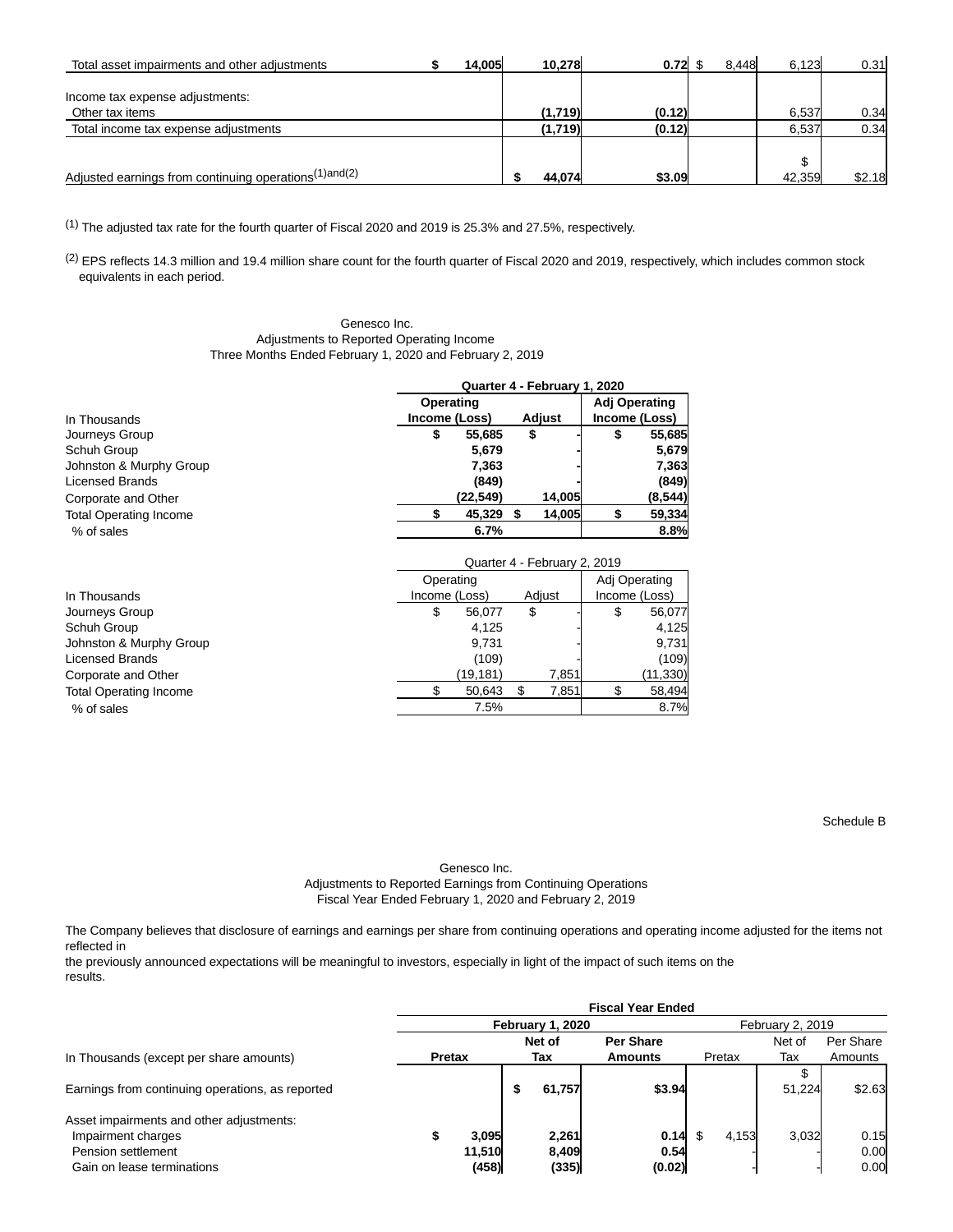| | | | | | | |
|---|---|---|---|---|---|---|
| Total asset impairments and other adjustments | $ 14,005 | 10,278 | 0.72 | $ 8,448 | 6,123 | 0.31 |
| | | | | | | |
| Income tax expense adjustments: | | | | | | |
| Other tax items | | (1,719) | (0.12) | | 6,537 | 0.34 |
| Total income tax expense adjustments | | (1,719) | (0.12) | | 6,537 | 0.34 |
| | | | | | | |
| Adjusted earnings from continuing operations[(1)and(2)] | | $ 44,074 | $3.09 | | $ 42,359 | $2.18 |

[(1)] The adjusted tax rate for the fourth quarter of Fiscal 2020 and 2019 is 25.3% and 27.5%, respectively.

[(2)] EPS reflects 14.3 million and 19.4 million share count for the fourth quarter of Fiscal 2020 and 2019, respectively, which includes common stock equivalents in each period.

Genesco Inc.
Adjustments to Reported Operating Income
Three Months Ended February 1, 2020 and February 2, 2019

| | **Quarter 4 - February 1, 2020** | | |
|---|---|---|---|
| In Thousands | **Operating Income (Loss)** | **Adjust** | **Adj Operating Income (Loss)** |
| Journeys Group | **$ 55,685** | **$ -** | **$ 55,685** |
| Schuh Group | **5,679** | **-** | **5,679** |
| Johnston & Murphy Group | **7,363** | **-** | **7,363** |
| Licensed Brands | **(849)** | **-** | **(849)** |
| Corporate and Other | **(22,549)** | **14,005** | **(8,544)** |
| Total Operating Income | **$ 45,329** | **$ 14,005** | **$ 59,334** |
| % of sales | **6.7%** | | **8.8%** |

| | Quarter 4 - February 2, 2019 | | |
|---|---|---|---|
| In Thousands | Operating Income (Loss) | Adjust | Adj Operating Income (Loss) |
| Journeys Group | $ 56,077 | $ - | $ 56,077 |
| Schuh Group | 4,125 | - | 4,125 |
| Johnston & Murphy Group | 9,731 | - | 9,731 |
| Licensed Brands | (109) | - | (109) |
| Corporate and Other | (19,181) | 7,851 | (11,330) |
| Total Operating Income | $ 50,643 | $ 7,851 | $ 58,494 |
| % of sales | 7.5% | | 8.7% |

Schedule B

Genesco Inc.
Adjustments to Reported Earnings from Continuing Operations
Fiscal Year Ended February 1, 2020 and February 2, 2019

The Company believes that disclosure of earnings and earnings per share from continuing operations and operating income adjusted for the items not reflected in
the previously announced expectations will be meaningful to investors, especially in light of the impact of such items on the
results.

| | **Fiscal Year Ended** | | | | | |
|---|---|---|---|---|---|---|
| | **February 1, 2020** | | | February 2, 2019 | | |
| In Thousands (except per share amounts) | **Pretax** | **Net of Tax** | **Per Share Amounts** | Pretax | Net of Tax | Per Share Amounts |
| Earnings from continuing operations, as reported | | **$ 61,757** | **$3.94** | | $ 51,224 | $2.63 |
| | | | | | | |
| Asset impairments and other adjustments: | | | | | | |
| Impairment charges | **$ 3,095** | **2,261** | **0.14** | $ 4,153 | 3,032 | 0.15 |
| Pension settlement | **11,510** | **8,409** | **0.54** | - | - | 0.00 |
| Gain on lease terminations | **(458)** | **(335)** | **(0.02)** | - | - | 0.00 |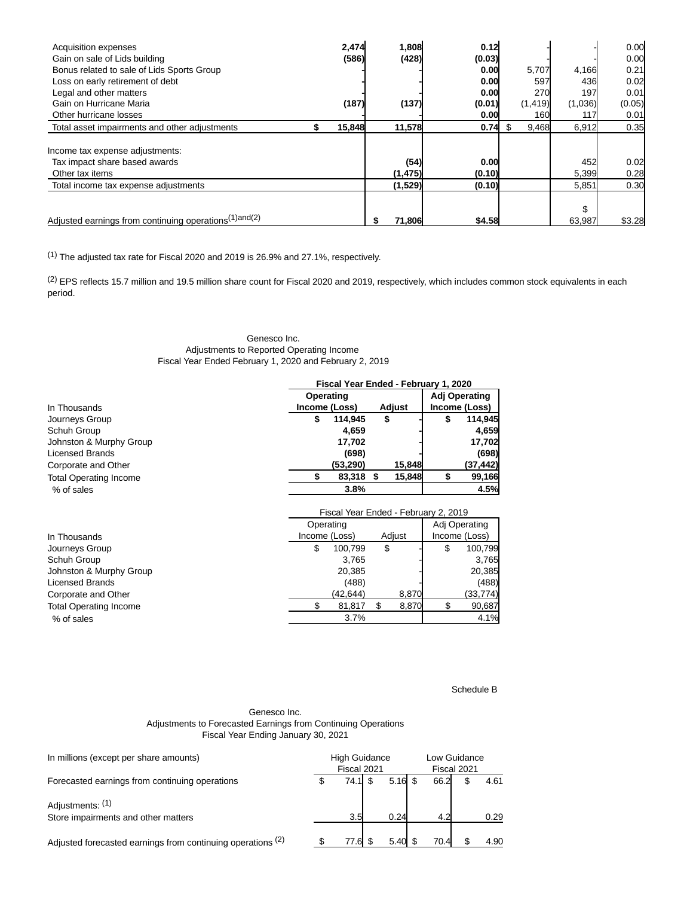| | | | | | | |
|---|---|---|---|---|---|---|
| Acquisition expenses | **2,474** | **1,808** | **0.12** | - | - | 0.00 |
| Gain on sale of Lids building | **(586)** | **(428)** | **(0.03)** | - | - | 0.00 |
| Bonus related to sale of Lids Sports Group | **-** | **-** | **0.00** | 5,707 | 4,166 | 0.21 |
| Loss on early retirement of debt | **-** | **-** | **0.00** | 597 | 436 | 0.02 |
| Legal and other matters | **-** | **-** | **0.00** | 270 | 197 | 0.01 |
| Gain on Hurricane Maria | **(187)** | **(137)** | **(0.01)** | (1,419) | (1,036) | (0.05) |
| Other hurricane losses | **-** | **-** | **0.00** | 160 | 117 | 0.01 |
| Total asset impairments and other adjustments | **$ 15,848** | **11,578** | **0.74** | $ 9,468 | 6,912 | 0.35 |
| | | | | | | |
| Income tax expense adjustments: | | | | | | |
| Tax impact share based awards | | **(54)** | **0.00** | | 452 | 0.02 |
| Other tax items | | **(1,475)** | **(0.10)** | | 5,399 | 0.28 |
| Total income tax expense adjustments | | **(1,529)** | **(0.10)** | | 5,851 | 0.30 |
| | | | | | | |
| Adjusted earnings from continuing operations(1)and(2) | | **$ 71,806** | **$4.58** | | $ 63,987 | $3.28 |

(1) The adjusted tax rate for Fiscal 2020 and 2019 is 26.9% and 27.1%, respectively.

(2) EPS reflects 15.7 million and 19.5 million share count for Fiscal 2020 and 2019, respectively, which includes common stock equivalents in each period.

Genesco Inc.
Adjustments to Reported Operating Income
Fiscal Year Ended February 1, 2020 and February 2, 2019

| | **Fiscal Year Ended - February 1, 2020** | | |
|---|---|---|---|
| In Thousands | **Operating Income (Loss)** | **Adjust** | **Adj Operating Income (Loss)** |
| Journeys Group | **$ 114,945** | **$ -** | **$ 114,945** |
| Schuh Group | **4,659** | **-** | **4,659** |
| Johnston & Murphy Group | **17,702** | **-** | **17,702** |
| Licensed Brands | **(698)** | **-** | **(698)** |
| Corporate and Other | **(53,290)** | **15,848** | **(37,442)** |
| Total Operating Income | **$ 83,318** | **$ 15,848** | **$ 99,166** |
| % of sales | **3.8%** | | **4.5%** |

| | Fiscal Year Ended - February 2, 2019 | | |
|---|---|---|---|
| In Thousands | Operating Income (Loss) | Adjust | Adj Operating Income (Loss) |
| Journeys Group | $ 100,799 | $ - | $ 100,799 |
| Schuh Group | 3,765 | - | 3,765 |
| Johnston & Murphy Group | 20,385 | - | 20,385 |
| Licensed Brands | (488) | - | (488) |
| Corporate and Other | (42,644) | 8,870 | (33,774) |
| Total Operating Income | $ 81,817 | $ 8,870 | $ 90,687 |
| % of sales | 3.7% | | 4.1% |

Schedule B

Genesco Inc.
Adjustments to Forecasted Earnings from Continuing Operations
Fiscal Year Ending January 30, 2021

| In millions (except per share amounts) | High Guidance Fiscal 2021 | | Low Guidance Fiscal 2021 | |
|---|---|---|---|---|
| Forecasted earnings from continuing operations | $ 74.1 | $ 5.16 | $ 66.2 | $ 4.61 |
| | | | | |
| Adjustments: (1) | | | | |
| Store impairments and other matters | 3.5 | 0.24 | 4.2 | 0.29 |
| | | | | |
| Adjusted forecasted earnings from continuing operations (2) | $ 77.6 | $ 5.40 | $ 70.4 | $ 4.90 |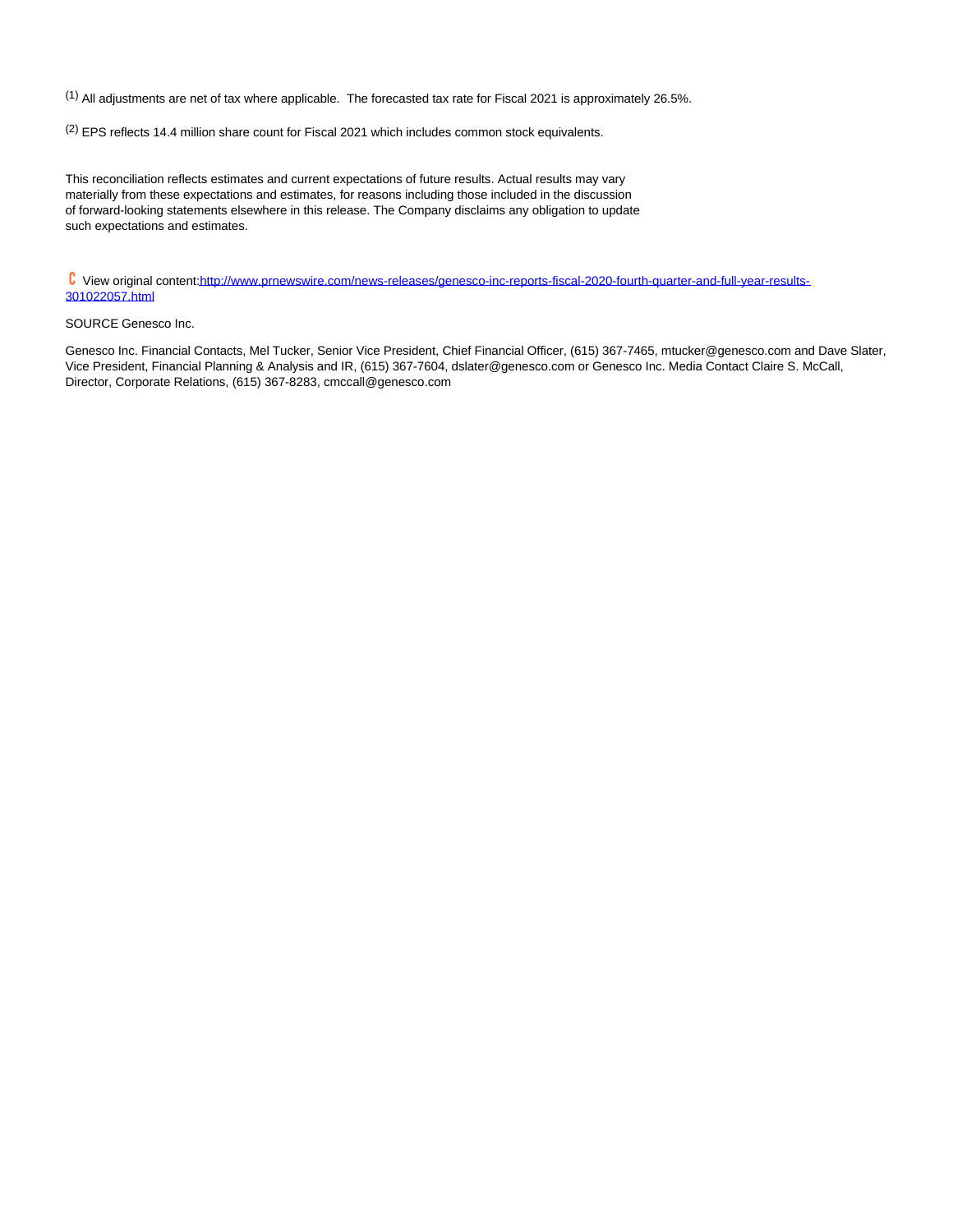[1] All adjustments are net of tax where applicable.  The forecasted tax rate for Fiscal 2021 is approximately 26.5%.

[2] EPS reflects 14.4 million share count for Fiscal 2021 which includes common stock equivalents.

This reconciliation reflects estimates and current expectations of future results. Actual results may vary materially from these expectations and estimates, for reasons including those included in the discussion of forward-looking statements elsewhere in this release. The Company disclaims any obligation to update such expectations and estimates.

View original content:http://www.prnewswire.com/news-releases/genesco-inc-reports-fiscal-2020-fourth-quarter-and-full-year-results-301022057.html

SOURCE Genesco Inc.

Genesco Inc. Financial Contacts, Mel Tucker, Senior Vice President, Chief Financial Officer, (615) 367-7465, mtucker@genesco.com and Dave Slater, Vice President, Financial Planning & Analysis and IR, (615) 367-7604, dslater@genesco.com or Genesco Inc. Media Contact Claire S. McCall, Director, Corporate Relations, (615) 367-8283, cmccall@genesco.com